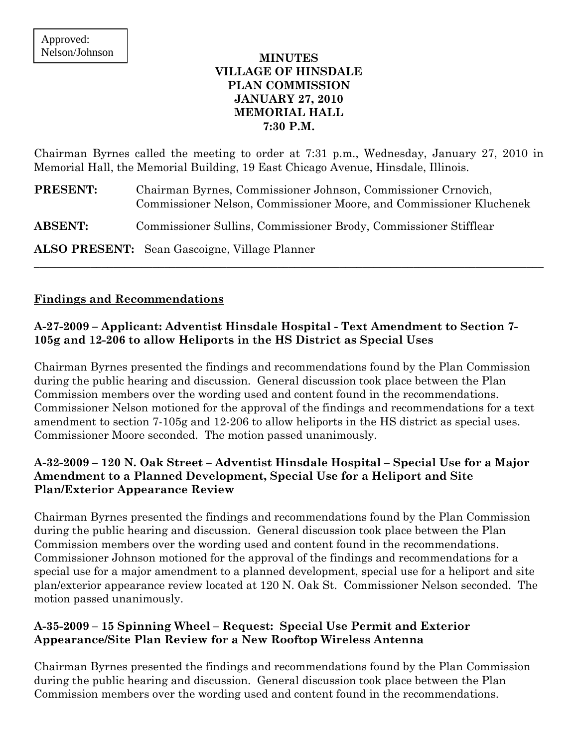Approved:
Nelson/Johnson

# MINUTES
# VILLAGE OF HINSDALE
# PLAN COMMISSION
# JANUARY 27, 2010
# MEMORIAL HALL
# 7:30 P.M.

Chairman Byrnes called the meeting to order at 7:31 p.m., Wednesday, January 27, 2010 in Memorial Hall, the Memorial Building, 19 East Chicago Avenue, Hinsdale, Illinois.

**PRESENT:** Chairman Byrnes, Commissioner Johnson, Commissioner Crnovich, Commissioner Nelson, Commissioner Moore, and Commissioner Kluchenek

**ABSENT:** Commissioner Sullins, Commissioner Brody, Commissioner Stifflear

**ALSO PRESENT:** Sean Gascoigne, Village Planner

---

## Findings and Recommendations

### A-27-2009 – Applicant: Adventist Hinsdale Hospital - Text Amendment to Section 7-105g and 12-206 to allow Heliports in the HS District as Special Uses

Chairman Byrnes presented the findings and recommendations found by the Plan Commission during the public hearing and discussion. General discussion took place between the Plan Commission members over the wording used and content found in the recommendations. Commissioner Nelson motioned for the approval of the findings and recommendations for a text amendment to section 7-105g and 12-206 to allow heliports in the HS district as special uses. Commissioner Moore seconded. The motion passed unanimously.

### A-32-2009 – 120 N. Oak Street – Adventist Hinsdale Hospital – Special Use for a Major Amendment to a Planned Development, Special Use for a Heliport and Site Plan/Exterior Appearance Review

Chairman Byrnes presented the findings and recommendations found by the Plan Commission during the public hearing and discussion. General discussion took place between the Plan Commission members over the wording used and content found in the recommendations. Commissioner Johnson motioned for the approval of the findings and recommendations for a special use for a major amendment to a planned development, special use for a heliport and site plan/exterior appearance review located at 120 N. Oak St. Commissioner Nelson seconded. The motion passed unanimously.

### A-35-2009 – 15 Spinning Wheel – Request: Special Use Permit and Exterior Appearance/Site Plan Review for a New Rooftop Wireless Antenna

Chairman Byrnes presented the findings and recommendations found by the Plan Commission during the public hearing and discussion. General discussion took place between the Plan Commission members over the wording used and content found in the recommendations.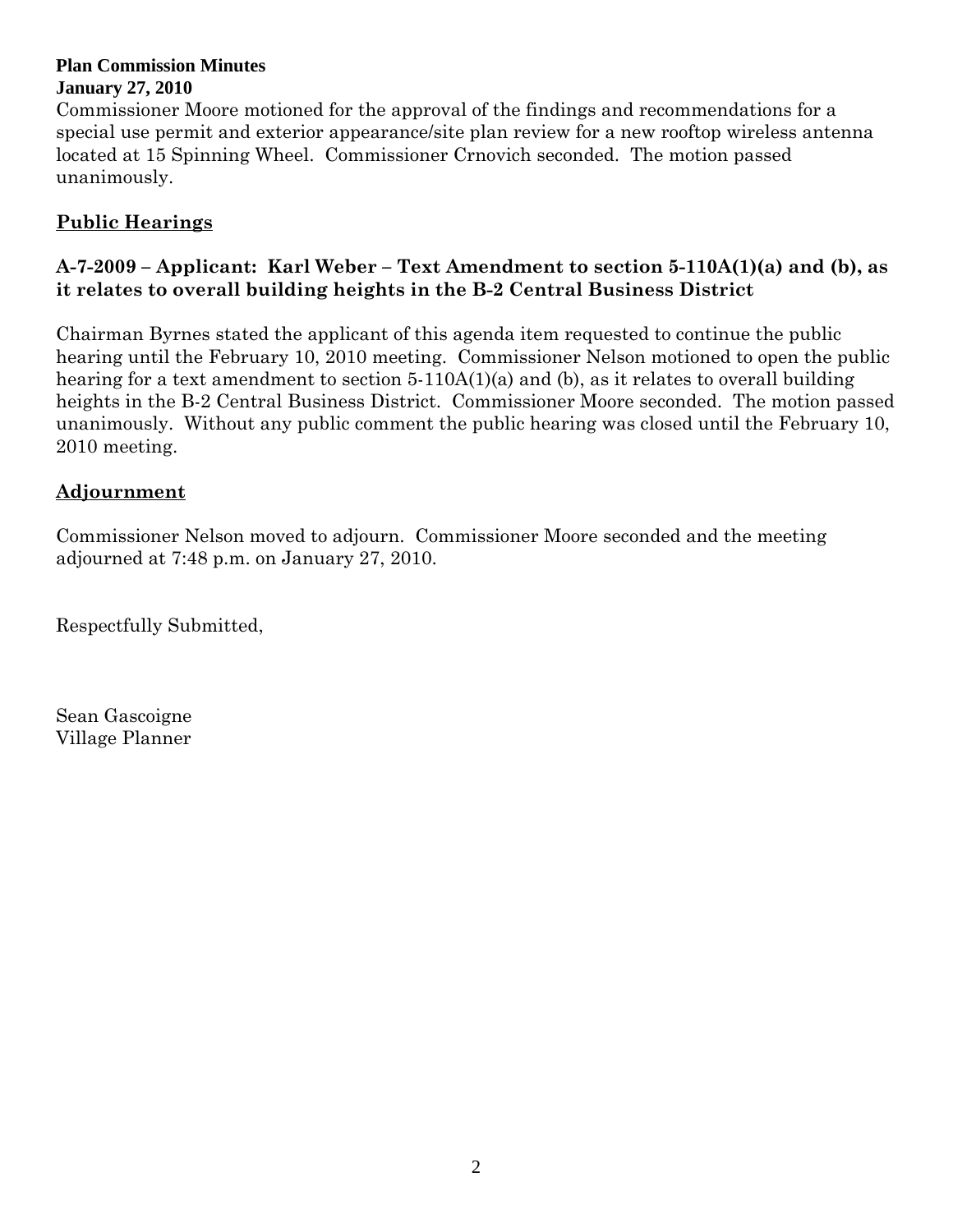Commissioner Moore motioned for the approval of the findings and recommendations for a special use permit and exterior appearance/site plan review for a new rooftop wireless antenna located at 15 Spinning Wheel. Commissioner Crnovich seconded. The motion passed unanimously.

## Public Hearings

### A-7-2009 – Applicant: Karl Weber – Text Amendment to section 5-110A(1)(a) and (b), as it relates to overall building heights in the B-2 Central Business District

Chairman Byrnes stated the applicant of this agenda item requested to continue the public hearing until the February 10, 2010 meeting. Commissioner Nelson motioned to open the public hearing for a text amendment to section 5-110A(1)(a) and (b), as it relates to overall building heights in the B-2 Central Business District. Commissioner Moore seconded. The motion passed unanimously. Without any public comment the public hearing was closed until the February 10, 2010 meeting.

## Adjournment

Commissioner Nelson moved to adjourn. Commissioner Moore seconded and the meeting adjourned at 7:48 p.m. on January 27, 2010.

Respectfully Submitted,

Sean Gascoigne
Village Planner